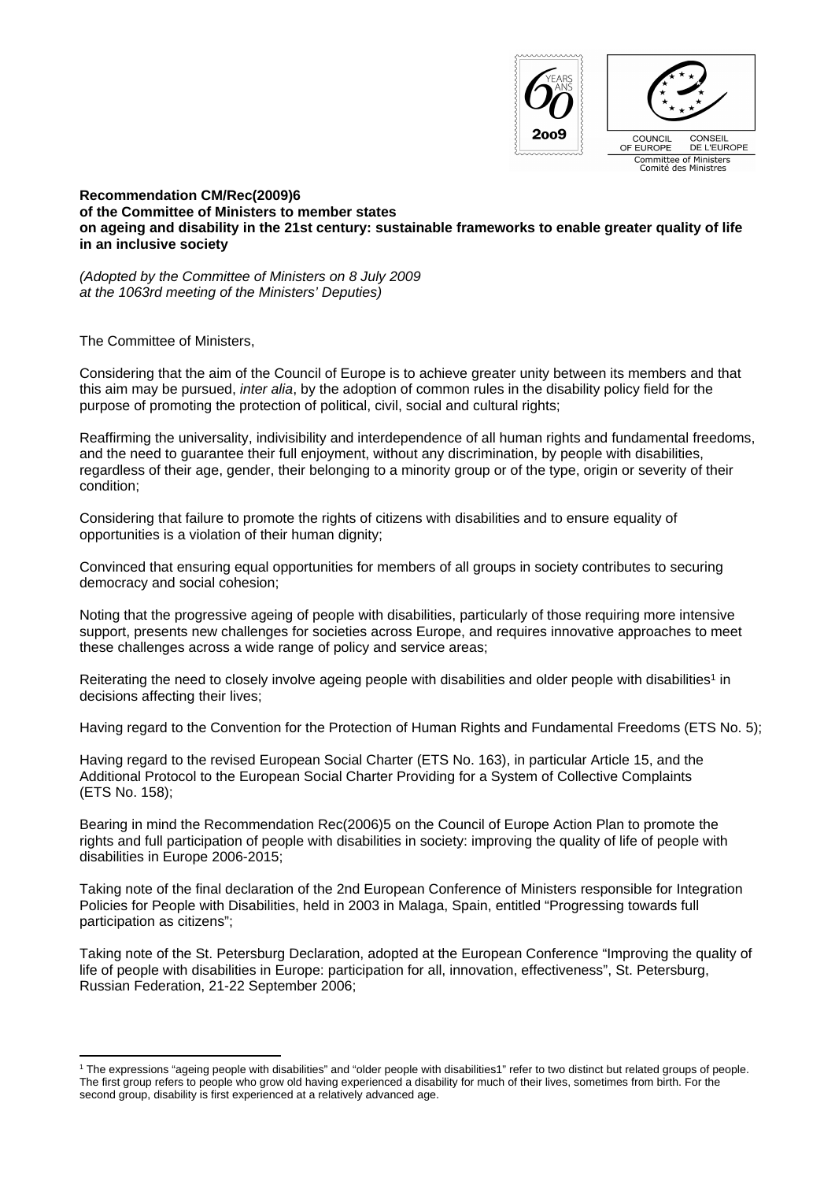**Recommendation CM/Rec(2009)6**
**of the Committee of Ministers to member states**
**on ageing and disability in the 21st century: sustainable frameworks to enable greater quality of life in an inclusive society**

*(Adopted by the Committee of Ministers on 8 July 2009*
*at the 1063rd meeting of the Ministers' Deputies)*

The Committee of Ministers,

Considering that the aim of the Council of Europe is to achieve greater unity between its members and that this aim may be pursued, *inter alia*, by the adoption of common rules in the disability policy field for the purpose of promoting the protection of political, civil, social and cultural rights;

Reaffirming the universality, indivisibility and interdependence of all human rights and fundamental freedoms, and the need to guarantee their full enjoyment, without any discrimination, by people with disabilities, regardless of their age, gender, their belonging to a minority group or of the type, origin or severity of their condition;

Considering that failure to promote the rights of citizens with disabilities and to ensure equality of opportunities is a violation of their human dignity;

Convinced that ensuring equal opportunities for members of all groups in society contributes to securing democracy and social cohesion;

Noting that the progressive ageing of people with disabilities, particularly of those requiring more intensive support, presents new challenges for societies across Europe, and requires innovative approaches to meet these challenges across a wide range of policy and service areas;

Reiterating the need to closely involve ageing people with disabilities and older people with disabilities[1] in decisions affecting their lives;

Having regard to the Convention for the Protection of Human Rights and Fundamental Freedoms (ETS No. 5);

Having regard to the revised European Social Charter (ETS No. 163), in particular Article 15, and the Additional Protocol to the European Social Charter Providing for a System of Collective Complaints (ETS No. 158);

Bearing in mind the Recommendation Rec(2006)5 on the Council of Europe Action Plan to promote the rights and full participation of people with disabilities in society: improving the quality of life of people with disabilities in Europe 2006-2015;

Taking note of the final declaration of the 2nd European Conference of Ministers responsible for Integration Policies for People with Disabilities, held in 2003 in Malaga, Spain, entitled "Progressing towards full participation as citizens";

Taking note of the St. Petersburg Declaration, adopted at the European Conference "Improving the quality of life of people with disabilities in Europe: participation for all, innovation, effectiveness", St. Petersburg, Russian Federation, 21-22 September 2006;

---

[1] The expressions "ageing people with disabilities" and "older people with disabilities1" refer to two distinct but related groups of people. The first group refers to people who grow old having experienced a disability for much of their lives, sometimes from birth. For the second group, disability is first experienced at a relatively advanced age.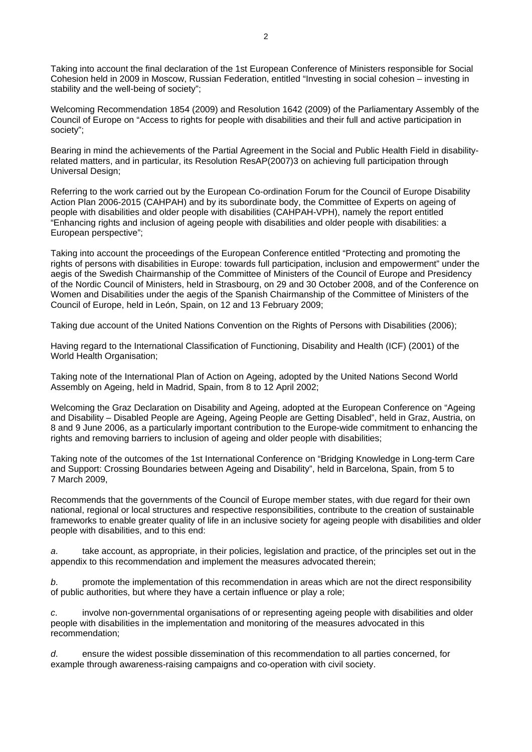Taking into account the final declaration of the 1st European Conference of Ministers responsible for Social Cohesion held in 2009 in Moscow, Russian Federation, entitled "Investing in social cohesion – investing in stability and the well-being of society";

Welcoming Recommendation 1854 (2009) and Resolution 1642 (2009) of the Parliamentary Assembly of the Council of Europe on "Access to rights for people with disabilities and their full and active participation in society";

Bearing in mind the achievements of the Partial Agreement in the Social and Public Health Field in disability-related matters, and in particular, its Resolution ResAP(2007)3 on achieving full participation through Universal Design;

Referring to the work carried out by the European Co-ordination Forum for the Council of Europe Disability Action Plan 2006-2015 (CAHPAH) and by its subordinate body, the Committee of Experts on ageing of people with disabilities and older people with disabilities (CAHPAH-VPH), namely the report entitled "Enhancing rights and inclusion of ageing people with disabilities and older people with disabilities: a European perspective";

Taking into account the proceedings of the European Conference entitled "Protecting and promoting the rights of persons with disabilities in Europe: towards full participation, inclusion and empowerment" under the aegis of the Swedish Chairmanship of the Committee of Ministers of the Council of Europe and Presidency of the Nordic Council of Ministers, held in Strasbourg, on 29 and 30 October 2008, and of the Conference on Women and Disabilities under the aegis of the Spanish Chairmanship of the Committee of Ministers of the Council of Europe, held in León, Spain, on 12 and 13 February 2009;

Taking due account of the United Nations Convention on the Rights of Persons with Disabilities (2006);

Having regard to the International Classification of Functioning, Disability and Health (ICF) (2001) of the World Health Organisation;

Taking note of the International Plan of Action on Ageing, adopted by the United Nations Second World Assembly on Ageing, held in Madrid, Spain, from 8 to 12 April 2002;

Welcoming the Graz Declaration on Disability and Ageing, adopted at the European Conference on "Ageing and Disability – Disabled People are Ageing, Ageing People are Getting Disabled", held in Graz, Austria, on 8 and 9 June 2006, as a particularly important contribution to the Europe-wide commitment to enhancing the rights and removing barriers to inclusion of ageing and older people with disabilities;

Taking note of the outcomes of the 1st International Conference on "Bridging Knowledge in Long-term Care and Support: Crossing Boundaries between Ageing and Disability", held in Barcelona, Spain, from 5 to 7 March 2009,

Recommends that the governments of the Council of Europe member states, with due regard for their own national, regional or local structures and respective responsibilities, contribute to the creation of sustainable frameworks to enable greater quality of life in an inclusive society for ageing people with disabilities and older people with disabilities, and to this end:

*a*. take account, as appropriate, in their policies, legislation and practice, of the principles set out in the appendix to this recommendation and implement the measures advocated therein;

*b*. promote the implementation of this recommendation in areas which are not the direct responsibility of public authorities, but where they have a certain influence or play a role;

*c*. involve non-governmental organisations of or representing ageing people with disabilities and older people with disabilities in the implementation and monitoring of the measures advocated in this recommendation;

*d*. ensure the widest possible dissemination of this recommendation to all parties concerned, for example through awareness-raising campaigns and co-operation with civil society.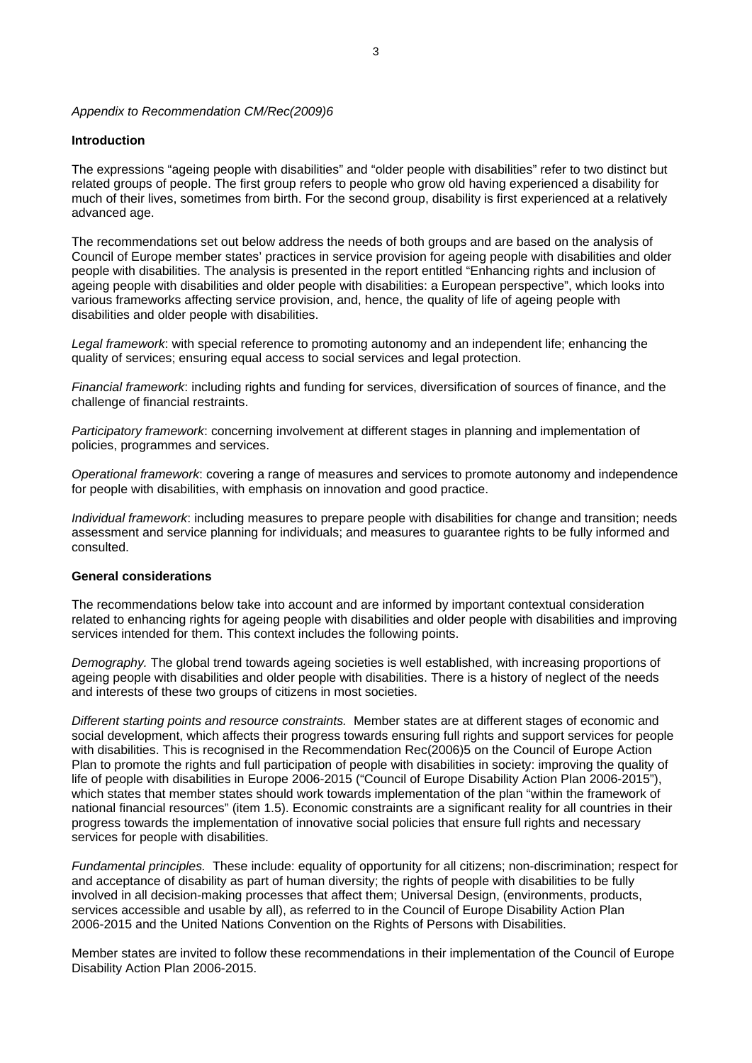*Appendix to Recommendation CM/Rec(2009)6*

**Introduction**

The expressions "ageing people with disabilities" and "older people with disabilities" refer to two distinct but related groups of people. The first group refers to people who grow old having experienced a disability for much of their lives, sometimes from birth. For the second group, disability is first experienced at a relatively advanced age.

The recommendations set out below address the needs of both groups and are based on the analysis of Council of Europe member states' practices in service provision for ageing people with disabilities and older people with disabilities. The analysis is presented in the report entitled "Enhancing rights and inclusion of ageing people with disabilities and older people with disabilities: a European perspective", which looks into various frameworks affecting service provision, and, hence, the quality of life of ageing people with disabilities and older people with disabilities.

*Legal framework*: with special reference to promoting autonomy and an independent life; enhancing the quality of services; ensuring equal access to social services and legal protection.

*Financial framework*: including rights and funding for services, diversification of sources of finance, and the challenge of financial restraints.

*Participatory framework*: concerning involvement at different stages in planning and implementation of policies, programmes and services.

*Operational framework*: covering a range of measures and services to promote autonomy and independence for people with disabilities, with emphasis on innovation and good practice.

*Individual framework*: including measures to prepare people with disabilities for change and transition; needs assessment and service planning for individuals; and measures to guarantee rights to be fully informed and consulted.

**General considerations**

The recommendations below take into account and are informed by important contextual consideration related to enhancing rights for ageing people with disabilities and older people with disabilities and improving services intended for them. This context includes the following points.

*Demography.* The global trend towards ageing societies is well established, with increasing proportions of ageing people with disabilities and older people with disabilities. There is a history of neglect of the needs and interests of these two groups of citizens in most societies.

*Different starting points and resource constraints.* Member states are at different stages of economic and social development, which affects their progress towards ensuring full rights and support services for people with disabilities. This is recognised in the Recommendation Rec(2006)5 on the Council of Europe Action Plan to promote the rights and full participation of people with disabilities in society: improving the quality of life of people with disabilities in Europe 2006-2015 ("Council of Europe Disability Action Plan 2006-2015"), which states that member states should work towards implementation of the plan "within the framework of national financial resources" (item 1.5). Economic constraints are a significant reality for all countries in their progress towards the implementation of innovative social policies that ensure full rights and necessary services for people with disabilities.

*Fundamental principles.* These include: equality of opportunity for all citizens; non-discrimination; respect for and acceptance of disability as part of human diversity; the rights of people with disabilities to be fully involved in all decision-making processes that affect them; Universal Design, (environments, products, services accessible and usable by all), as referred to in the Council of Europe Disability Action Plan 2006-2015 and the United Nations Convention on the Rights of Persons with Disabilities.

Member states are invited to follow these recommendations in their implementation of the Council of Europe Disability Action Plan 2006-2015.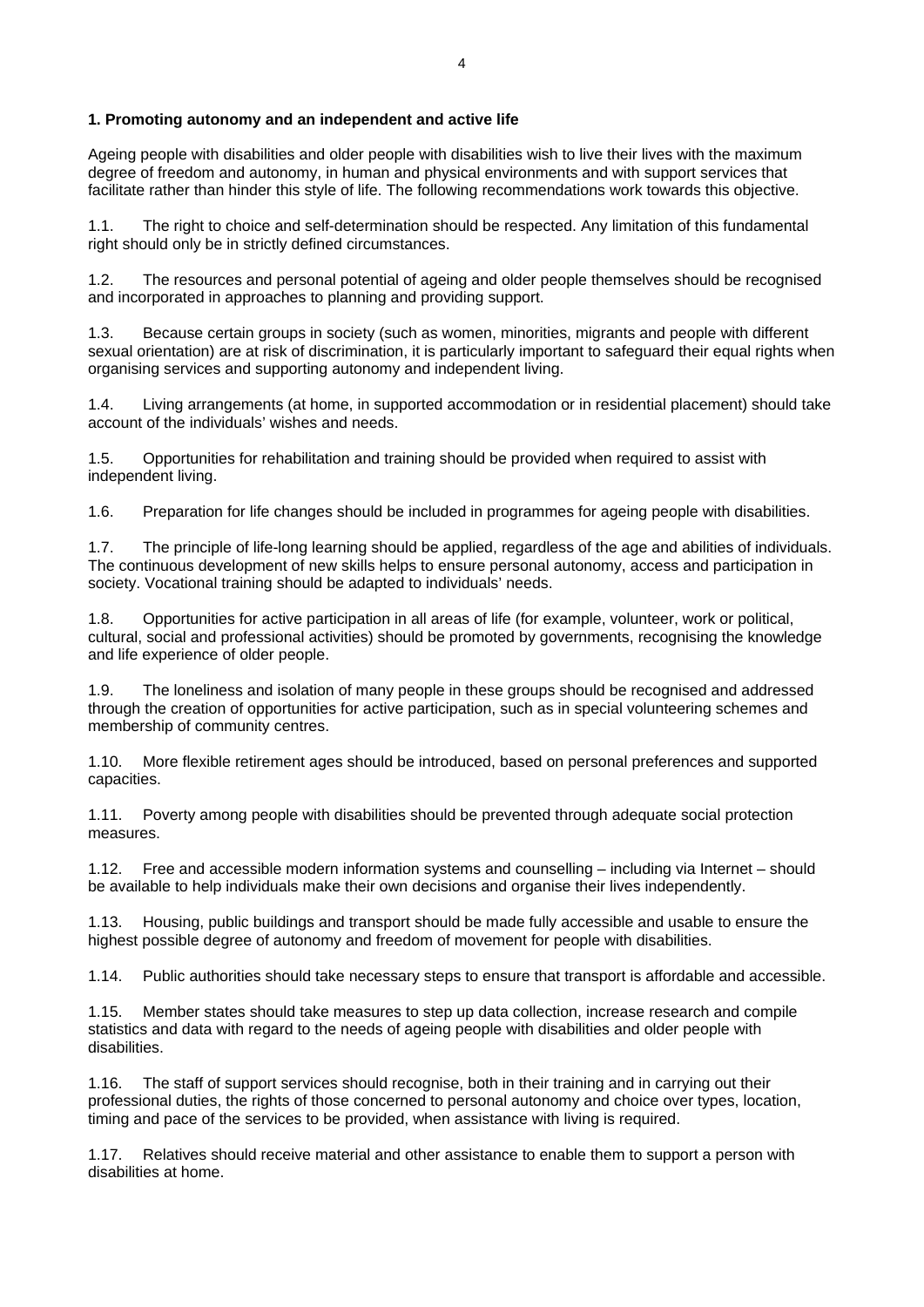**1. Promoting autonomy and an independent and active life**

Ageing people with disabilities and older people with disabilities wish to live their lives with the maximum degree of freedom and autonomy, in human and physical environments and with support services that facilitate rather than hinder this style of life. The following recommendations work towards this objective.

1.1. The right to choice and self-determination should be respected. Any limitation of this fundamental right should only be in strictly defined circumstances.

1.2. The resources and personal potential of ageing and older people themselves should be recognised and incorporated in approaches to planning and providing support.

1.3. Because certain groups in society (such as women, minorities, migrants and people with different sexual orientation) are at risk of discrimination, it is particularly important to safeguard their equal rights when organising services and supporting autonomy and independent living.

1.4. Living arrangements (at home, in supported accommodation or in residential placement) should take account of the individuals' wishes and needs.

1.5. Opportunities for rehabilitation and training should be provided when required to assist with independent living.

1.6. Preparation for life changes should be included in programmes for ageing people with disabilities.

1.7. The principle of life-long learning should be applied, regardless of the age and abilities of individuals. The continuous development of new skills helps to ensure personal autonomy, access and participation in society. Vocational training should be adapted to individuals' needs.

1.8. Opportunities for active participation in all areas of life (for example, volunteer, work or political, cultural, social and professional activities) should be promoted by governments, recognising the knowledge and life experience of older people.

1.9. The loneliness and isolation of many people in these groups should be recognised and addressed through the creation of opportunities for active participation, such as in special volunteering schemes and membership of community centres.

1.10. More flexible retirement ages should be introduced, based on personal preferences and supported capacities.

1.11. Poverty among people with disabilities should be prevented through adequate social protection measures.

1.12. Free and accessible modern information systems and counselling – including via Internet – should be available to help individuals make their own decisions and organise their lives independently.

1.13. Housing, public buildings and transport should be made fully accessible and usable to ensure the highest possible degree of autonomy and freedom of movement for people with disabilities.

1.14. Public authorities should take necessary steps to ensure that transport is affordable and accessible.

1.15. Member states should take measures to step up data collection, increase research and compile statistics and data with regard to the needs of ageing people with disabilities and older people with disabilities.

1.16. The staff of support services should recognise, both in their training and in carrying out their professional duties, the rights of those concerned to personal autonomy and choice over types, location, timing and pace of the services to be provided, when assistance with living is required.

1.17. Relatives should receive material and other assistance to enable them to support a person with disabilities at home.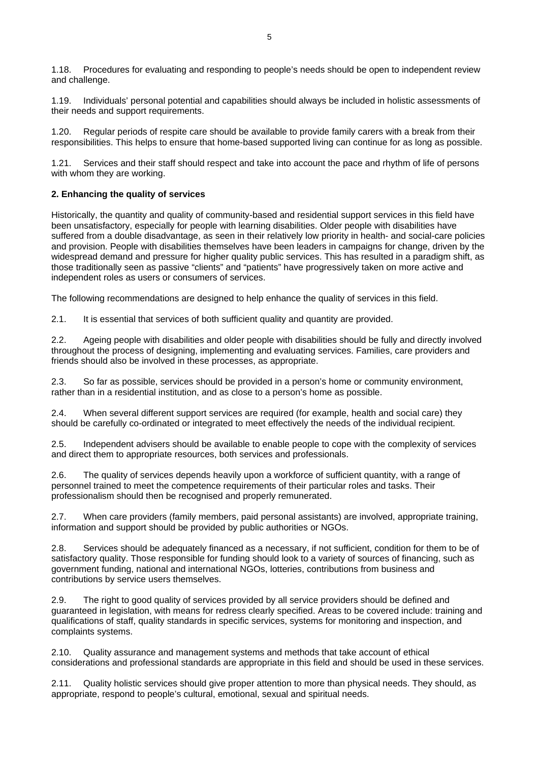1.18. Procedures for evaluating and responding to people's needs should be open to independent review and challenge.

1.19. Individuals' personal potential and capabilities should always be included in holistic assessments of their needs and support requirements.

1.20. Regular periods of respite care should be available to provide family carers with a break from their responsibilities. This helps to ensure that home-based supported living can continue for as long as possible.

1.21. Services and their staff should respect and take into account the pace and rhythm of life of persons with whom they are working.

**2. Enhancing the quality of services**

Historically, the quantity and quality of community-based and residential support services in this field have been unsatisfactory, especially for people with learning disabilities. Older people with disabilities have suffered from a double disadvantage, as seen in their relatively low priority in health- and social-care policies and provision. People with disabilities themselves have been leaders in campaigns for change, driven by the widespread demand and pressure for higher quality public services. This has resulted in a paradigm shift, as those traditionally seen as passive "clients" and "patients" have progressively taken on more active and independent roles as users or consumers of services.

The following recommendations are designed to help enhance the quality of services in this field.

2.1. It is essential that services of both sufficient quality and quantity are provided.

2.2. Ageing people with disabilities and older people with disabilities should be fully and directly involved throughout the process of designing, implementing and evaluating services. Families, care providers and friends should also be involved in these processes, as appropriate.

2.3. So far as possible, services should be provided in a person's home or community environment, rather than in a residential institution, and as close to a person's home as possible.

2.4. When several different support services are required (for example, health and social care) they should be carefully co-ordinated or integrated to meet effectively the needs of the individual recipient.

2.5. Independent advisers should be available to enable people to cope with the complexity of services and direct them to appropriate resources, both services and professionals.

2.6. The quality of services depends heavily upon a workforce of sufficient quantity, with a range of personnel trained to meet the competence requirements of their particular roles and tasks. Their professionalism should then be recognised and properly remunerated.

2.7. When care providers (family members, paid personal assistants) are involved, appropriate training, information and support should be provided by public authorities or NGOs.

2.8. Services should be adequately financed as a necessary, if not sufficient, condition for them to be of satisfactory quality. Those responsible for funding should look to a variety of sources of financing, such as government funding, national and international NGOs, lotteries, contributions from business and contributions by service users themselves.

2.9. The right to good quality of services provided by all service providers should be defined and guaranteed in legislation, with means for redress clearly specified. Areas to be covered include: training and qualifications of staff, quality standards in specific services, systems for monitoring and inspection, and complaints systems.

2.10. Quality assurance and management systems and methods that take account of ethical considerations and professional standards are appropriate in this field and should be used in these services.

2.11. Quality holistic services should give proper attention to more than physical needs. They should, as appropriate, respond to people's cultural, emotional, sexual and spiritual needs.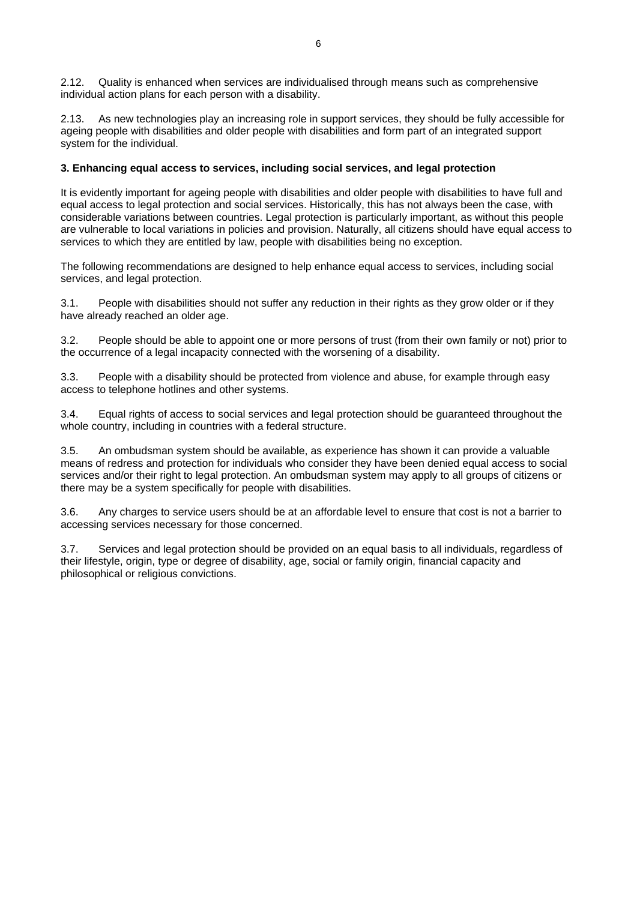2.12. Quality is enhanced when services are individualised through means such as comprehensive individual action plans for each person with a disability.

2.13. As new technologies play an increasing role in support services, they should be fully accessible for ageing people with disabilities and older people with disabilities and form part of an integrated support system for the individual.

**3. Enhancing equal access to services, including social services, and legal protection**

It is evidently important for ageing people with disabilities and older people with disabilities to have full and equal access to legal protection and social services. Historically, this has not always been the case, with considerable variations between countries. Legal protection is particularly important, as without this people are vulnerable to local variations in policies and provision. Naturally, all citizens should have equal access to services to which they are entitled by law, people with disabilities being no exception.

The following recommendations are designed to help enhance equal access to services, including social services, and legal protection.

3.1. People with disabilities should not suffer any reduction in their rights as they grow older or if they have already reached an older age.

3.2. People should be able to appoint one or more persons of trust (from their own family or not) prior to the occurrence of a legal incapacity connected with the worsening of a disability.

3.3. People with a disability should be protected from violence and abuse, for example through easy access to telephone hotlines and other systems.

3.4. Equal rights of access to social services and legal protection should be guaranteed throughout the whole country, including in countries with a federal structure.

3.5. An ombudsman system should be available, as experience has shown it can provide a valuable means of redress and protection for individuals who consider they have been denied equal access to social services and/or their right to legal protection. An ombudsman system may apply to all groups of citizens or there may be a system specifically for people with disabilities.

3.6. Any charges to service users should be at an affordable level to ensure that cost is not a barrier to accessing services necessary for those concerned.

3.7. Services and legal protection should be provided on an equal basis to all individuals, regardless of their lifestyle, origin, type or degree of disability, age, social or family origin, financial capacity and philosophical or religious convictions.